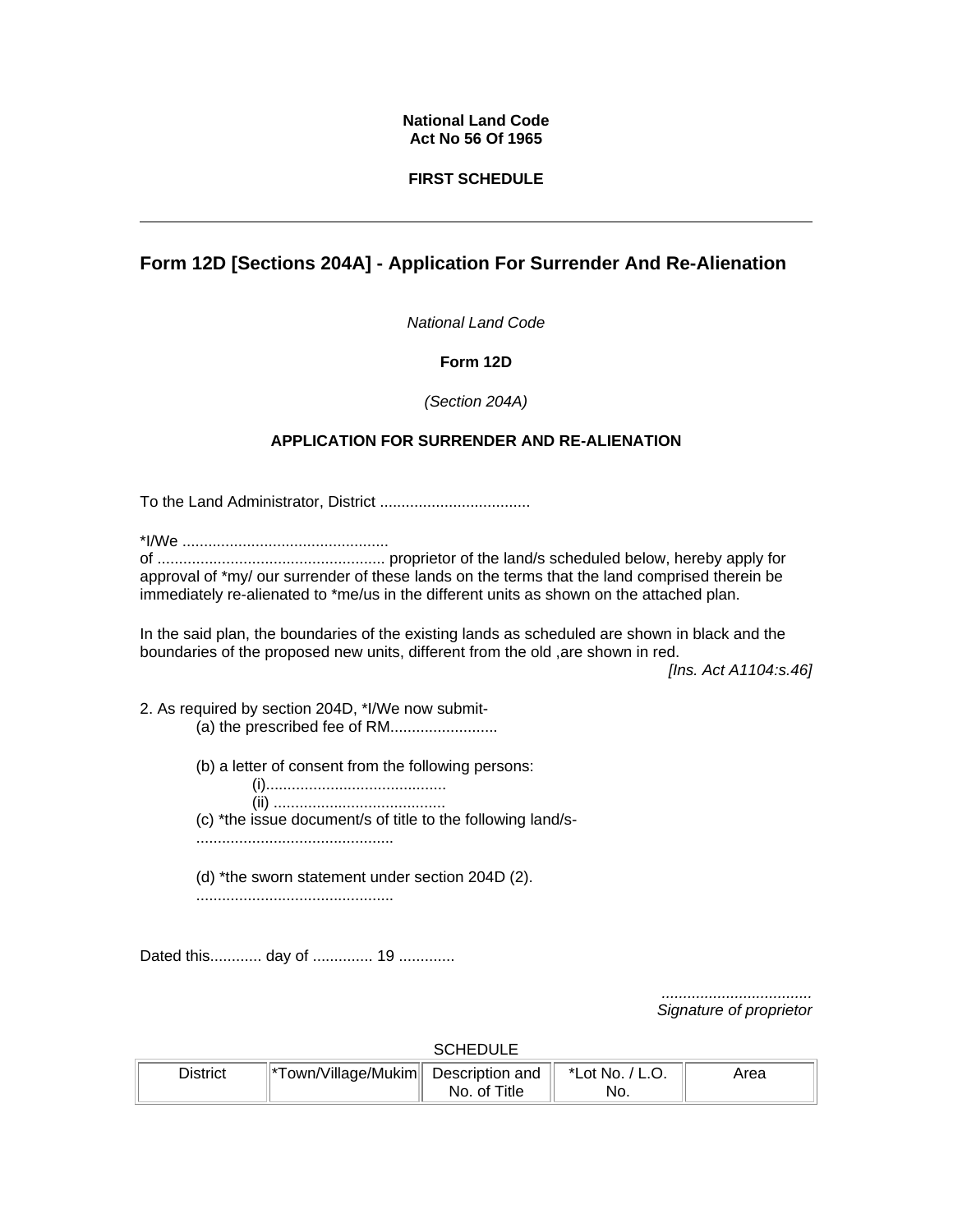**National Land Code**
**Act No 56 Of 1965**

**FIRST SCHEDULE**

---

## Form 12D [Sections 204A] - Application For Surrender And Re-Alienation

*National Land Code*

**Form 12D**

*(Section 204A)*

**APPLICATION FOR SURRENDER AND RE-ALIENATION**

To the Land Administrator, District ..................................

*I/We ...............................................
of .................................................... proprietor of the land/s scheduled below, hereby apply for approval of *my/ our surrender of these lands on the terms that the land comprised therein be immediately re-alienated to *me/us in the different units as shown on the attached plan.

In the said plan, the boundaries of the existing lands as scheduled are shown in black and the boundaries of the proposed new units, different from the old ,are shown in red.

*[Ins. Act A1104:s.46]*

2. As required by section 204D, *I/We now submit-

(a) the prescribed fee of RM........................

(b) a letter of consent from the following persons:

(i).........................................

(ii) .......................................

(c) *the issue document/s of title to the following land/s-

.............................................

(d) *the sworn statement under section 204D (2).

.............................................

Dated this............ day of .............. 19 .............

*..................................*
*Signature of proprietor*

SCHEDULE

| District | *Town/Village/Mukim | Description and No. of Title | *Lot No. / L.O. No. | Area |
|---|---|---|---|---|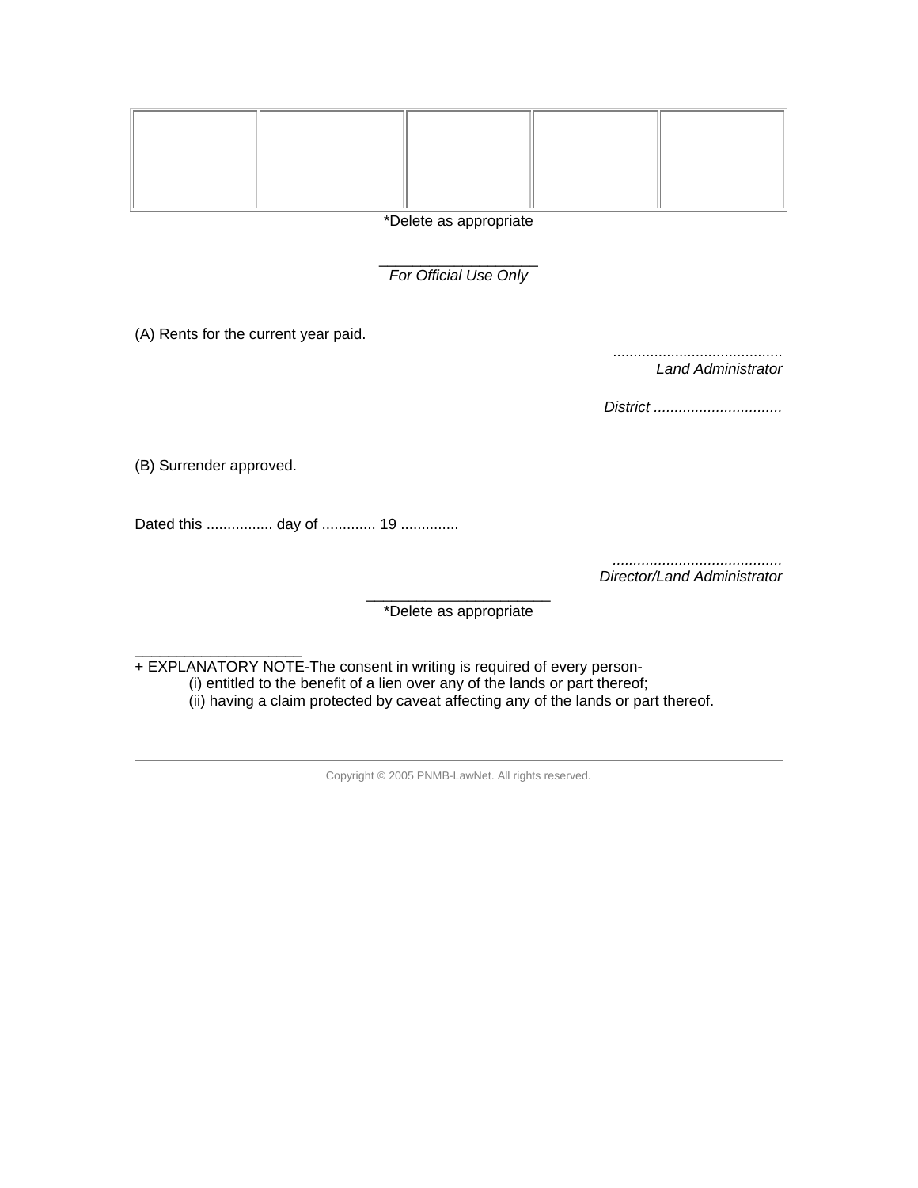| | | | | |
|---|---|---|---|---|
| | | | | |

*Delete as appropriate

---

*For Official Use Only*

(A) Rents for the current year paid.

.........................................
*Land Administrator*

*District ...............................*

(B) Surrender approved.

Dated this ................ day of ............. 19 ..............

.........................................
*Director/Land Administrator*

---

*Delete as appropriate

---

+ EXPLANATORY NOTE-The consent in writing is required of every person-

(i) entitled to the benefit of a lien over any of the lands or part thereof;

(ii) having a claim protected by caveat affecting any of the lands or part thereof.

Copyright © 2005 PNMB-LawNet. All rights reserved.